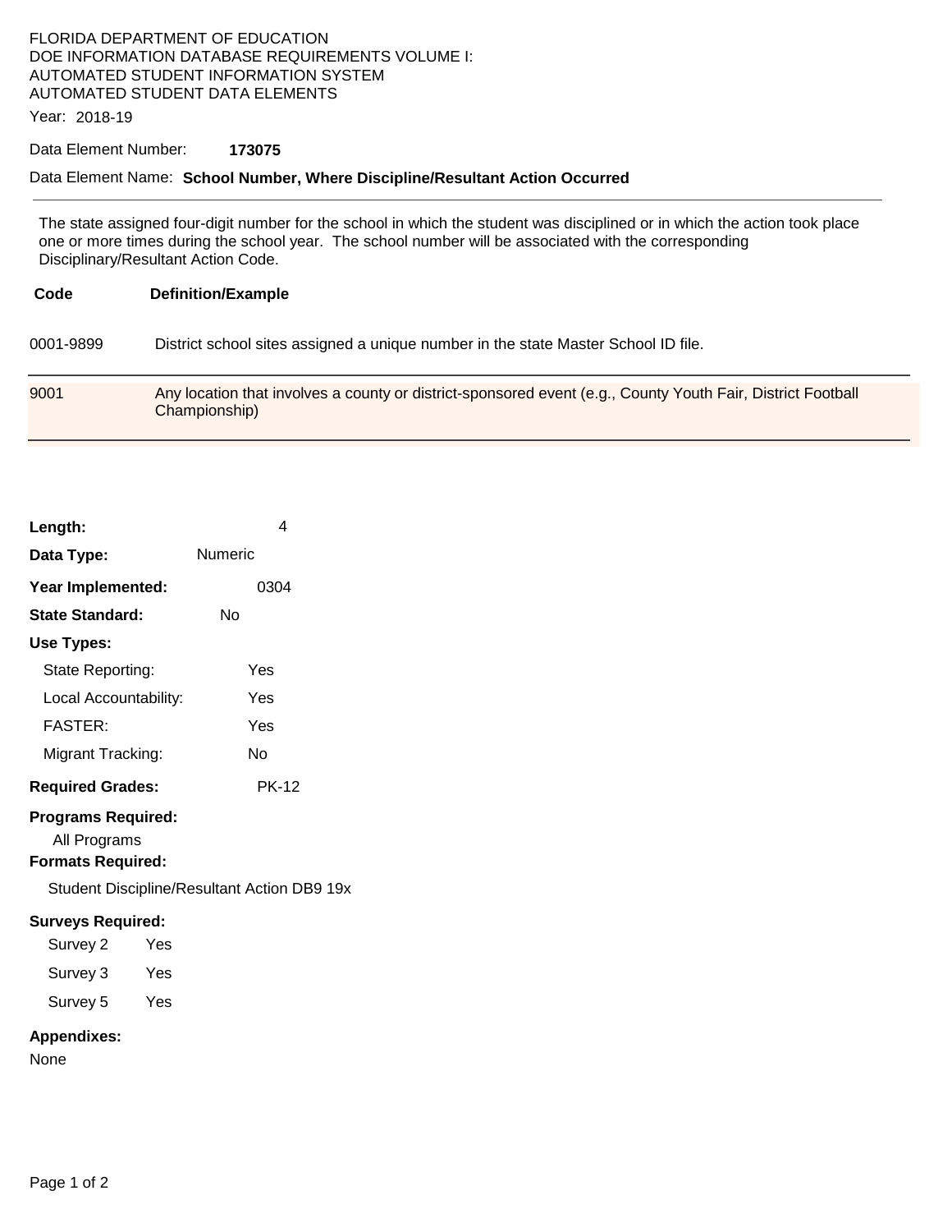FLORIDA DEPARTMENT OF EDUCATION
DOE INFORMATION DATABASE REQUIREMENTS VOLUME I:
AUTOMATED STUDENT INFORMATION SYSTEM
AUTOMATED STUDENT DATA ELEMENTS

Year: 2018-19

Data Element Number: **173075**

Data Element Name: **School Number, Where Discipline/Resultant Action Occurred**

---

The state assigned four-digit number for the school in which the student was disciplined or in which the action took place one or more times during the school year. The school number will be associated with the corresponding Disciplinary/Resultant Action Code.

| Code | Definition/Example |
|---|---|
| 0001-9899 | District school sites assigned a unique number in the state Master School ID file. |
| 9001 | Any location that involves a county or district-sponsored event (e.g., County Youth Fair, District Football Championship) |

**Length:** 4

**Data Type:** Numeric

**Year Implemented:** 0304

**State Standard:** No

**Use Types:**

- State Reporting: Yes
- Local Accountability: Yes
- FASTER: Yes
- Migrant Tracking: No

**Required Grades:** PK-12

**Programs Required:**

All Programs

**Formats Required:**

Student Discipline/Resultant Action DB9 19x

**Surveys Required:**

- Survey 2 Yes
- Survey 3 Yes
- Survey 5 Yes

**Appendixes:**

None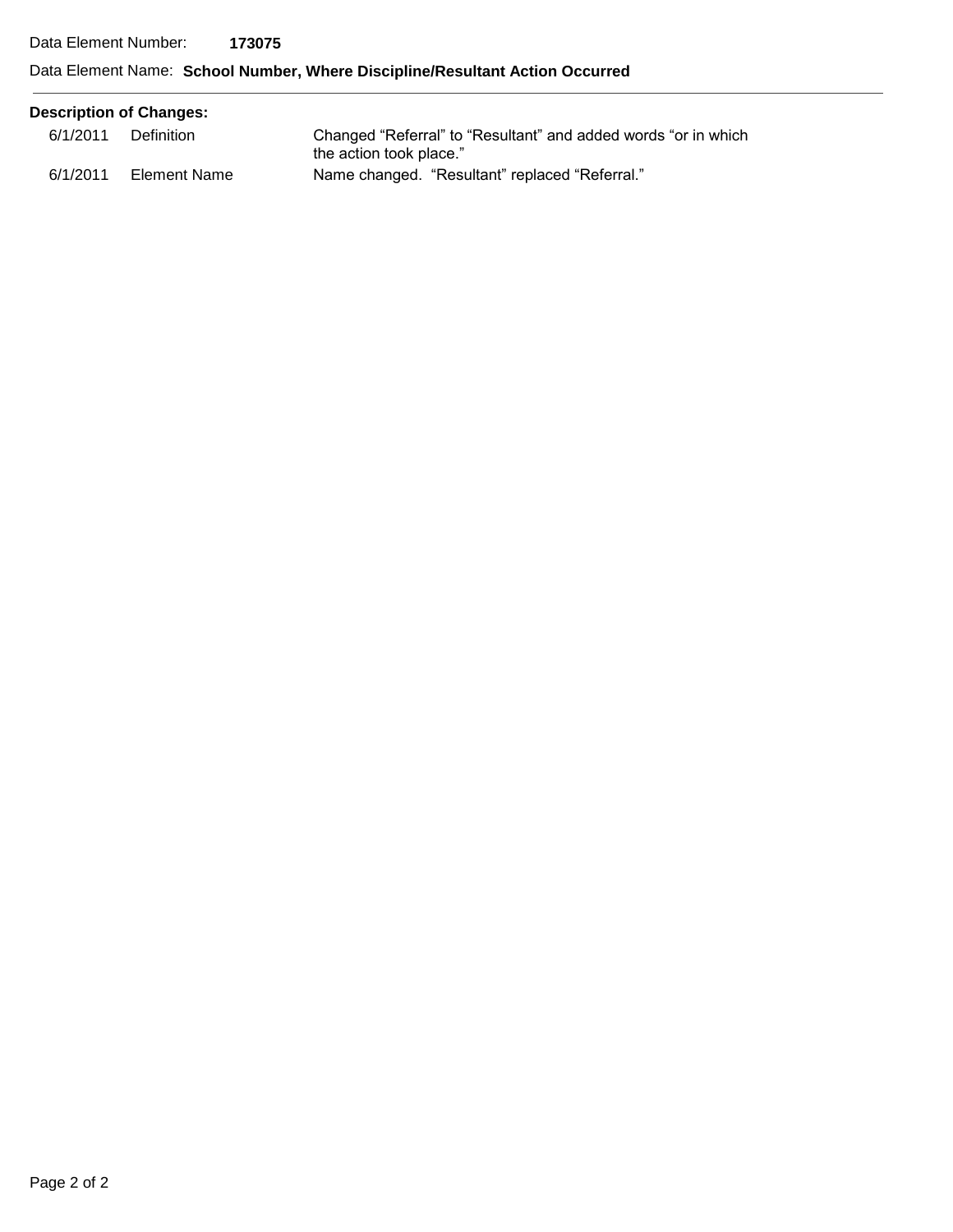Data Element Number: **173075**

Data Element Name: **School Number, Where Discipline/Resultant Action Occurred**

---

**Description of Changes:**

| | | |
|---|---|---|
| 6/1/2011 | Definition | Changed “Referral” to “Resultant” and added words “or in which the action took place.” |
| 6/1/2011 | Element Name | Name changed. “Resultant” replaced “Referral.” |